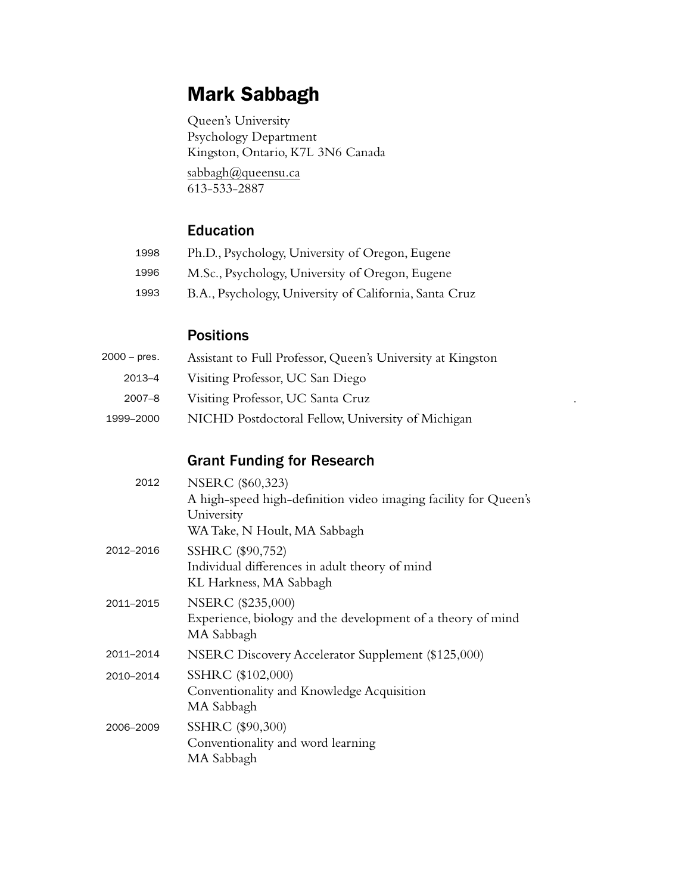# Mark Sabbagh

Queen's University
Psychology Department
Kingston, Ontario, K7L 3N6 Canada

sabbagh@queensu.ca
613-533-2887

## Education

1998 Ph.D., Psychology, University of Oregon, Eugene

1996 M.Sc., Psychology, University of Oregon, Eugene

1993 B.A., Psychology, University of California, Santa Cruz

## Positions

2000 – pres. Assistant to Full Professor, Queen's University at Kingston

2013–4 Visiting Professor, UC San Diego

2007–8 Visiting Professor, UC Santa Cruz

1999–2000 NICHD Postdoctoral Fellow, University of Michigan

## Grant Funding for Research

2012 NSERC ($60,323)
A high-speed high-definition video imaging facility for Queen's University
WA Take, N Hoult, MA Sabbagh

2012–2016 SSHRC ($90,752)
Individual differences in adult theory of mind
KL Harkness, MA Sabbagh

2011–2015 NSERC ($235,000)
Experience, biology and the development of a theory of mind
MA Sabbagh

2011–2014 NSERC Discovery Accelerator Supplement ($125,000)

2010–2014 SSHRC ($102,000)
Conventionality and Knowledge Acquisition
MA Sabbagh

2006–2009 SSHRC ($90,300)
Conventionality and word learning
MA Sabbagh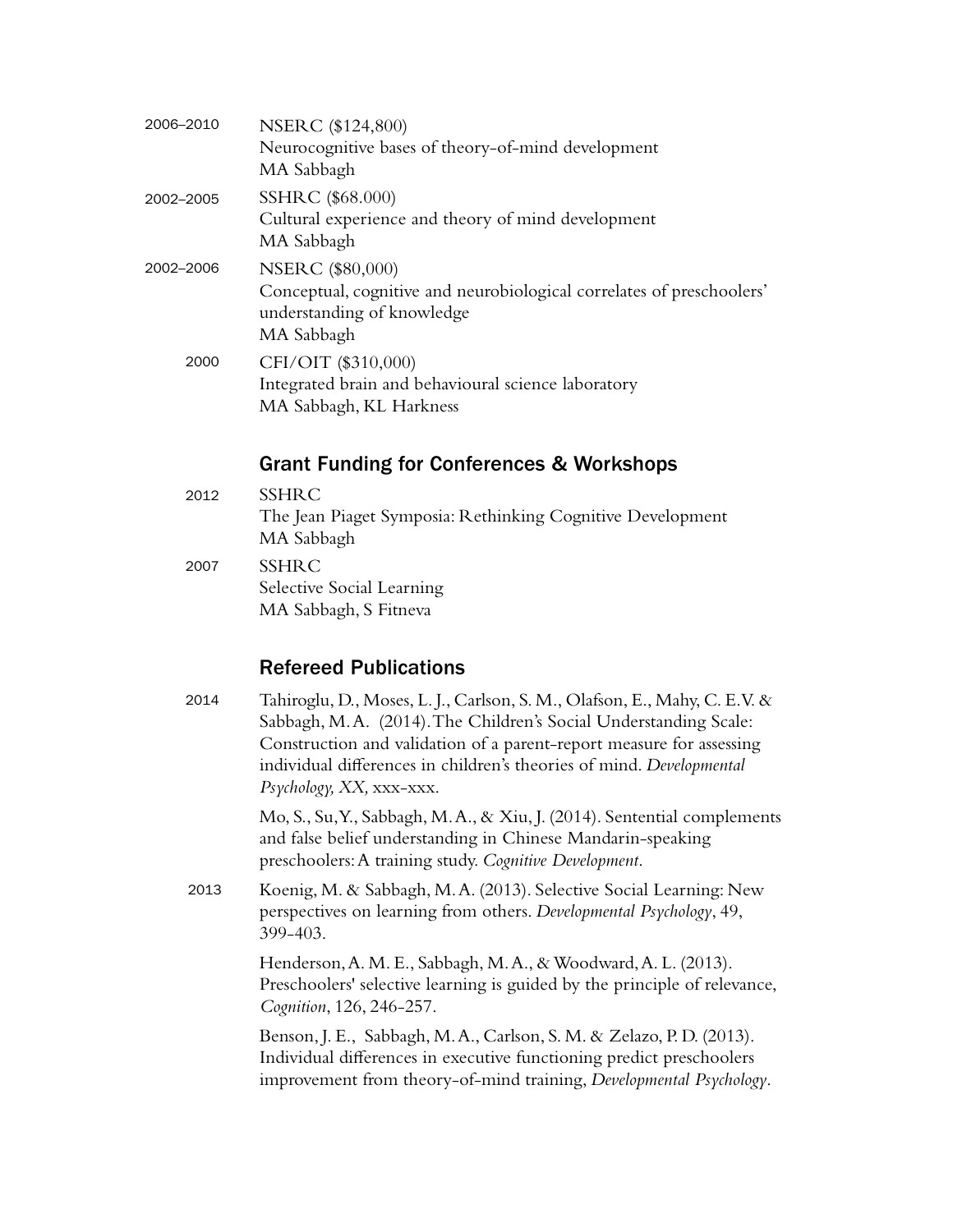2006–2010 NSERC ($124,800)
Neurocognitive bases of theory-of-mind development
MA Sabbagh

2002–2005 SSHRC ($68.000)
Cultural experience and theory of mind development
MA Sabbagh

2002–2006 NSERC ($80,000)
Conceptual, cognitive and neurobiological correlates of preschoolers' understanding of knowledge
MA Sabbagh

2000 CFI/OIT ($310,000)
Integrated brain and behavioural science laboratory
MA Sabbagh, KL Harkness

## Grant Funding for Conferences & Workshops

2012 SSHRC
The Jean Piaget Symposia: Rethinking Cognitive Development
MA Sabbagh

2007 SSHRC
Selective Social Learning
MA Sabbagh, S Fitneva

## Refereed Publications

2014 Tahiroglu, D., Moses, L. J., Carlson, S. M., Olafson, E., Mahy, C. E.V. & Sabbagh, M. A. (2014). The Children's Social Understanding Scale: Construction and validation of a parent-report measure for assessing individual differences in children's theories of mind. *Developmental Psychology, XX,* xxx-xxx.

Mo, S., Su, Y., Sabbagh, M. A., & Xiu, J. (2014). Sentential complements and false belief understanding in Chinese Mandarin-speaking preschoolers: A training study. *Cognitive Development*.

2013 Koenig, M. & Sabbagh, M. A. (2013). Selective Social Learning: New perspectives on learning from others. *Developmental Psychology*, 49, 399-403.

Henderson, A. M. E., Sabbagh, M. A., & Woodward, A. L. (2013). Preschoolers' selective learning is guided by the principle of relevance, *Cognition*, 126, 246-257.

Benson, J. E., Sabbagh, M. A., Carlson, S. M. & Zelazo, P. D. (2013). Individual differences in executive functioning predict preschoolers improvement from theory-of-mind training, *Developmental Psychology*.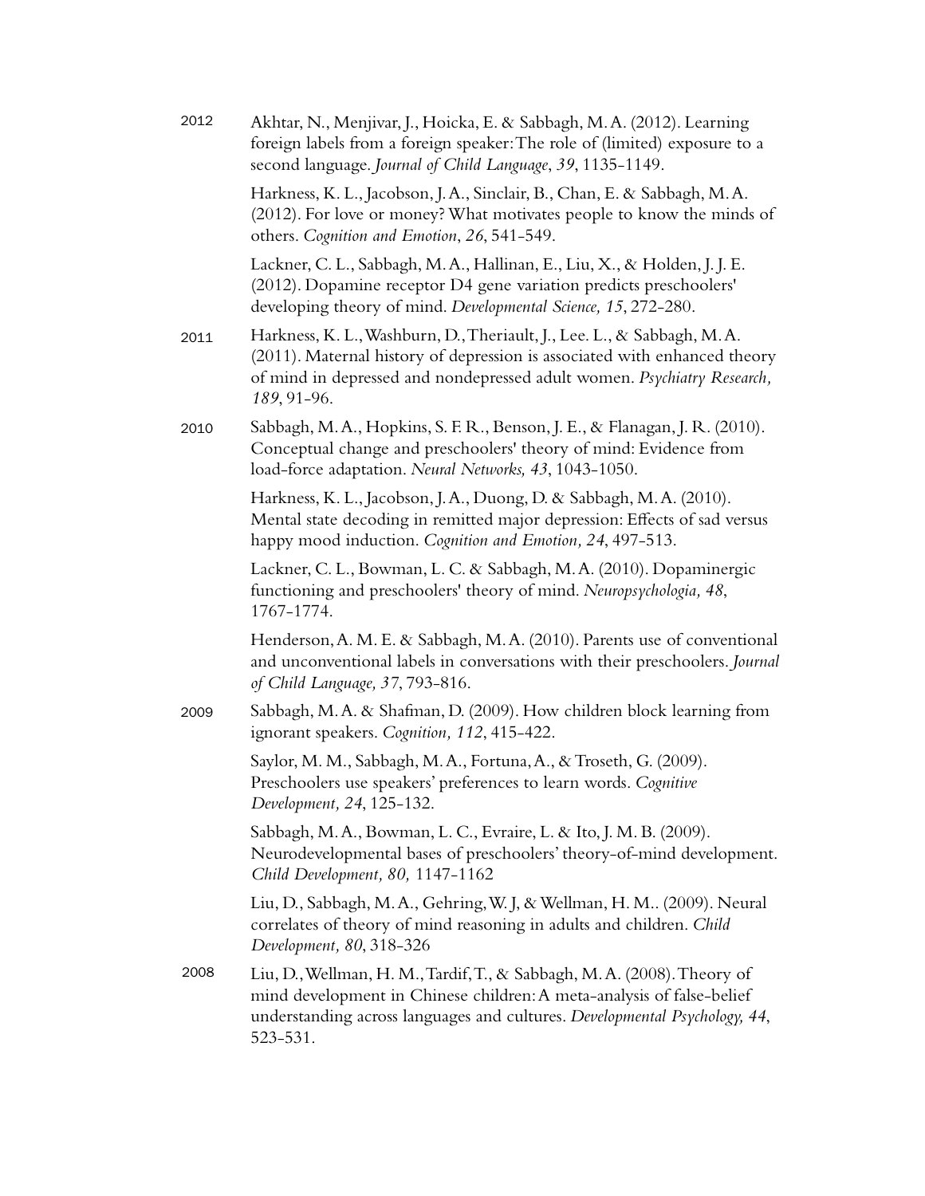2012 Akhtar, N., Menjivar, J., Hoicka, E. & Sabbagh, M. A. (2012). Learning foreign labels from a foreign speaker: The role of (limited) exposure to a second language. *Journal of Child Language*, *39*, 1135-1149.

Harkness, K. L., Jacobson, J. A., Sinclair, B., Chan, E. & Sabbagh, M. A. (2012). For love or money? What motivates people to know the minds of others. *Cognition and Emotion*, *26*, 541-549.

Lackner, C. L., Sabbagh, M. A., Hallinan, E., Liu, X., & Holden, J. J. E. (2012). Dopamine receptor D4 gene variation predicts preschoolers' developing theory of mind. *Developmental Science, 15*, 272-280.

2011 Harkness, K. L., Washburn, D., Theriault, J., Lee. L., & Sabbagh, M. A. (2011). Maternal history of depression is associated with enhanced theory of mind in depressed and nondepressed adult women. *Psychiatry Research, 189*, 91-96.

2010 Sabbagh, M. A., Hopkins, S. F. R., Benson, J. E., & Flanagan, J. R. (2010). Conceptual change and preschoolers' theory of mind: Evidence from load-force adaptation. *Neural Networks, 43*, 1043-1050.

Harkness, K. L., Jacobson, J. A., Duong, D. & Sabbagh, M. A. (2010). Mental state decoding in remitted major depression: Effects of sad versus happy mood induction. *Cognition and Emotion, 24*, 497-513.

Lackner, C. L., Bowman, L. C. & Sabbagh, M. A. (2010). Dopaminergic functioning and preschoolers' theory of mind. *Neuropsychologia, 48*, 1767-1774.

Henderson, A. M. E. & Sabbagh, M. A. (2010). Parents use of conventional and unconventional labels in conversations with their preschoolers. *Journal of Child Language, 37*, 793-816.

2009 Sabbagh, M. A. & Shafman, D. (2009). How children block learning from ignorant speakers. *Cognition, 112*, 415-422.

Saylor, M. M., Sabbagh, M. A., Fortuna, A., & Troseth, G. (2009). Preschoolers use speakers' preferences to learn words. *Cognitive Development, 24*, 125-132.

Sabbagh, M. A., Bowman, L. C., Evraire, L. & Ito, J. M. B. (2009). Neurodevelopmental bases of preschoolers' theory-of-mind development. *Child Development, 80,* 1147-1162

Liu, D., Sabbagh, M. A., Gehring, W. J, & Wellman, H. M.. (2009). Neural correlates of theory of mind reasoning in adults and children. *Child Development, 80*, 318-326

2008 Liu, D., Wellman, H. M., Tardif, T., & Sabbagh, M. A. (2008). Theory of mind development in Chinese children: A meta-analysis of false-belief understanding across languages and cultures. *Developmental Psychology, 44*, 523-531.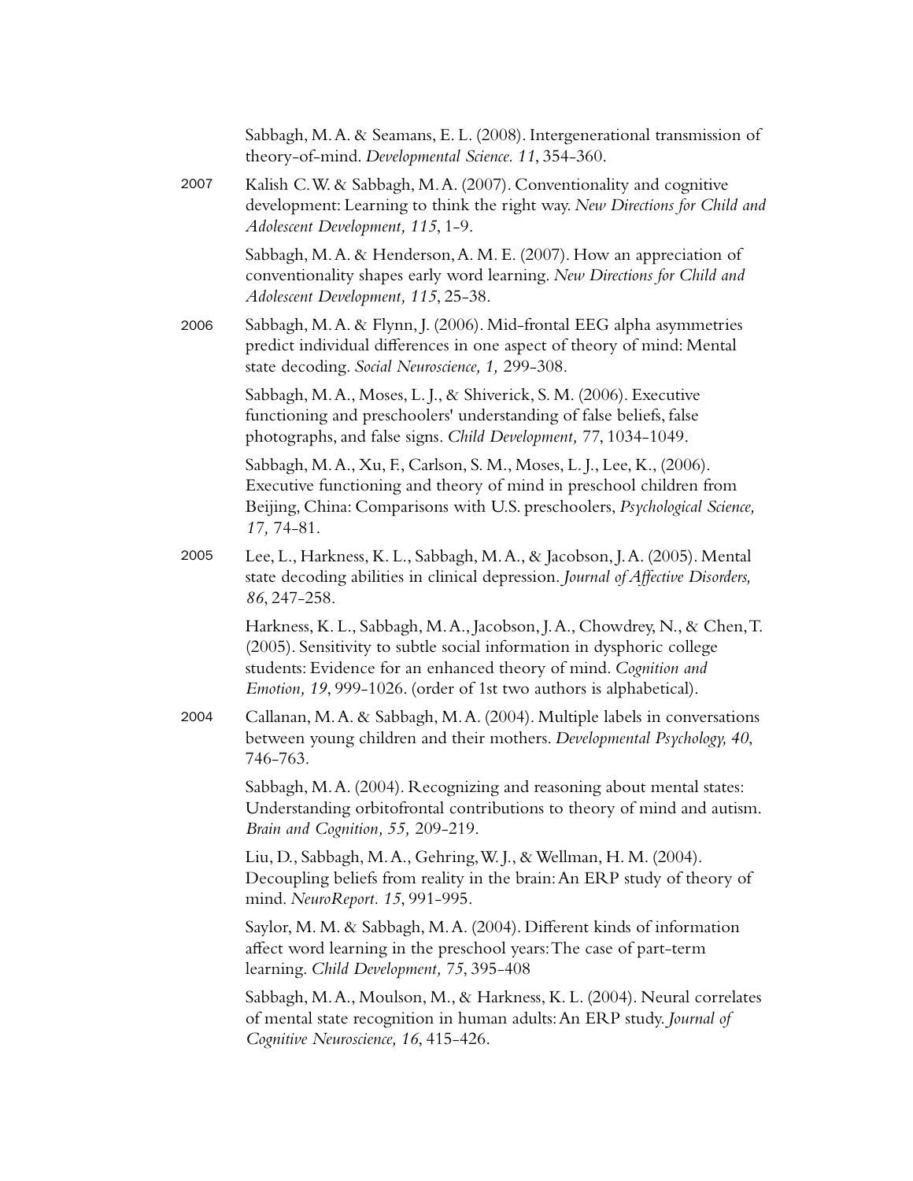Sabbagh, M. A. & Seamans, E. L. (2008). Intergenerational transmission of theory-of-mind. *Developmental Science. 11*, 354-360.

2007 Kalish C. W. & Sabbagh, M. A. (2007). Conventionality and cognitive development: Learning to think the right way. *New Directions for Child and Adolescent Development, 115*, 1-9.

Sabbagh, M. A. & Henderson, A. M. E. (2007). How an appreciation of conventionality shapes early word learning. *New Directions for Child and Adolescent Development, 115*, 25-38.

2006 Sabbagh, M. A. & Flynn, J. (2006). Mid-frontal EEG alpha asymmetries predict individual differences in one aspect of theory of mind: Mental state decoding. *Social Neuroscience, 1,* 299-308.

Sabbagh, M. A., Moses, L. J., & Shiverick, S. M. (2006). Executive functioning and preschoolers' understanding of false beliefs, false photographs, and false signs. *Child Development, 77*, 1034-1049.

Sabbagh, M. A., Xu, F., Carlson, S. M., Moses, L. J., Lee, K., (2006). Executive functioning and theory of mind in preschool children from Beijing, China: Comparisons with U.S. preschoolers, *Psychological Science, 17,* 74-81.

2005 Lee, L., Harkness, K. L., Sabbagh, M. A., & Jacobson, J. A. (2005). Mental state decoding abilities in clinical depression. *Journal of Affective Disorders, 86*, 247-258.

Harkness, K. L., Sabbagh, M. A., Jacobson, J. A., Chowdrey, N., & Chen, T. (2005). Sensitivity to subtle social information in dysphoric college students: Evidence for an enhanced theory of mind. *Cognition and Emotion, 19*, 999-1026. (order of 1st two authors is alphabetical).

2004 Callanan, M. A. & Sabbagh, M. A. (2004). Multiple labels in conversations between young children and their mothers. *Developmental Psychology, 40*, 746-763.

Sabbagh, M. A. (2004). Recognizing and reasoning about mental states: Understanding orbitofrontal contributions to theory of mind and autism. *Brain and Cognition, 55,* 209-219.

Liu, D., Sabbagh, M. A., Gehring, W. J., & Wellman, H. M. (2004). Decoupling beliefs from reality in the brain: An ERP study of theory of mind. *NeuroReport. 15*, 991-995.

Saylor, M. M. & Sabbagh, M. A. (2004). Different kinds of information affect word learning in the preschool years: The case of part-term learning. *Child Development, 75*, 395-408

Sabbagh, M. A., Moulson, M., & Harkness, K. L. (2004). Neural correlates of mental state recognition in human adults: An ERP study. *Journal of Cognitive Neuroscience, 16*, 415-426.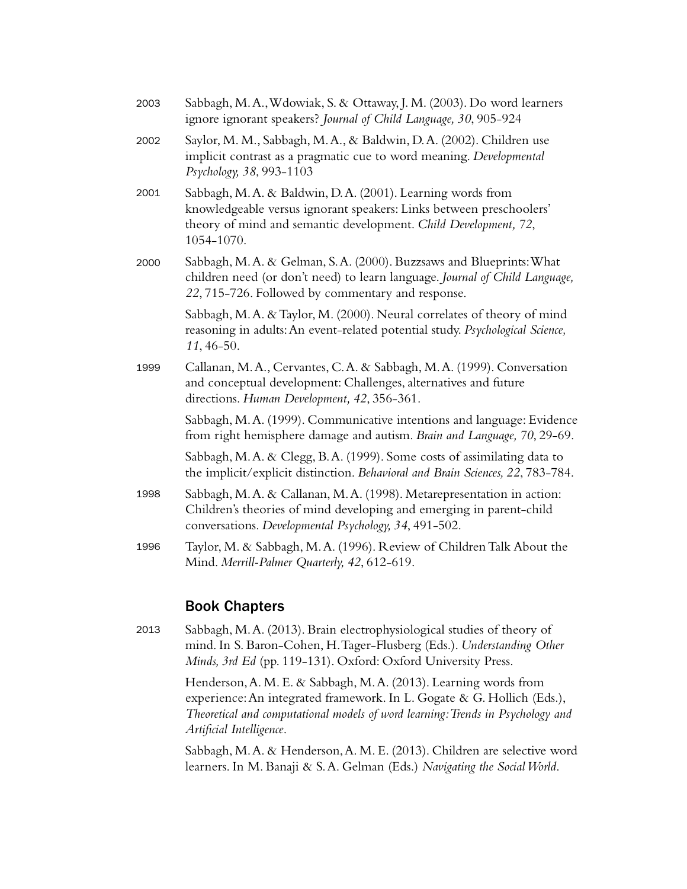2003 Sabbagh, M. A., Wdowiak, S. & Ottaway, J. M. (2003). Do word learners ignore ignorant speakers? *Journal of Child Language, 30*, 905-924

2002 Saylor, M. M., Sabbagh, M. A., & Baldwin, D. A. (2002). Children use implicit contrast as a pragmatic cue to word meaning. *Developmental Psychology, 38*, 993-1103

2001 Sabbagh, M. A. & Baldwin, D. A. (2001). Learning words from knowledgeable versus ignorant speakers: Links between preschoolers' theory of mind and semantic development. *Child Development, 72*, 1054-1070.

2000 Sabbagh, M. A. & Gelman, S. A. (2000). Buzzsaws and Blueprints: What children need (or don't need) to learn language. *Journal of Child Language, 22*, 715-726. Followed by commentary and response.

Sabbagh, M. A. & Taylor, M. (2000). Neural correlates of theory of mind reasoning in adults: An event-related potential study. *Psychological Science, 11*, 46-50.

1999 Callanan, M. A., Cervantes, C. A. & Sabbagh, M. A. (1999). Conversation and conceptual development: Challenges, alternatives and future directions. *Human Development, 42*, 356-361.

Sabbagh, M. A. (1999). Communicative intentions and language: Evidence from right hemisphere damage and autism. *Brain and Language, 70*, 29-69.

Sabbagh, M. A. & Clegg, B. A. (1999). Some costs of assimilating data to the implicit/explicit distinction. *Behavioral and Brain Sciences, 22*, 783-784.

1998 Sabbagh, M. A. & Callanan, M. A. (1998). Metarepresentation in action: Children's theories of mind developing and emerging in parent-child conversations. *Developmental Psychology, 34*, 491-502.

1996 Taylor, M. & Sabbagh, M. A. (1996). Review of Children Talk About the Mind. *Merrill-Palmer Quarterly, 42*, 612-619.

## Book Chapters

2013 Sabbagh, M. A. (2013). Brain electrophysiological studies of theory of mind. In S. Baron-Cohen, H. Tager-Flusberg (Eds.). *Understanding Other Minds, 3rd Ed* (pp. 119-131). Oxford: Oxford University Press.

Henderson, A. M. E. & Sabbagh, M. A. (2013). Learning words from experience: An integrated framework. In L. Gogate & G. Hollich (Eds.), *Theoretical and computational models of word learning: Trends in Psychology and Artificial Intelligence*.

Sabbagh, M. A. & Henderson, A. M. E. (2013). Children are selective word learners. In M. Banaji & S. A. Gelman (Eds.) *Navigating the Social World*.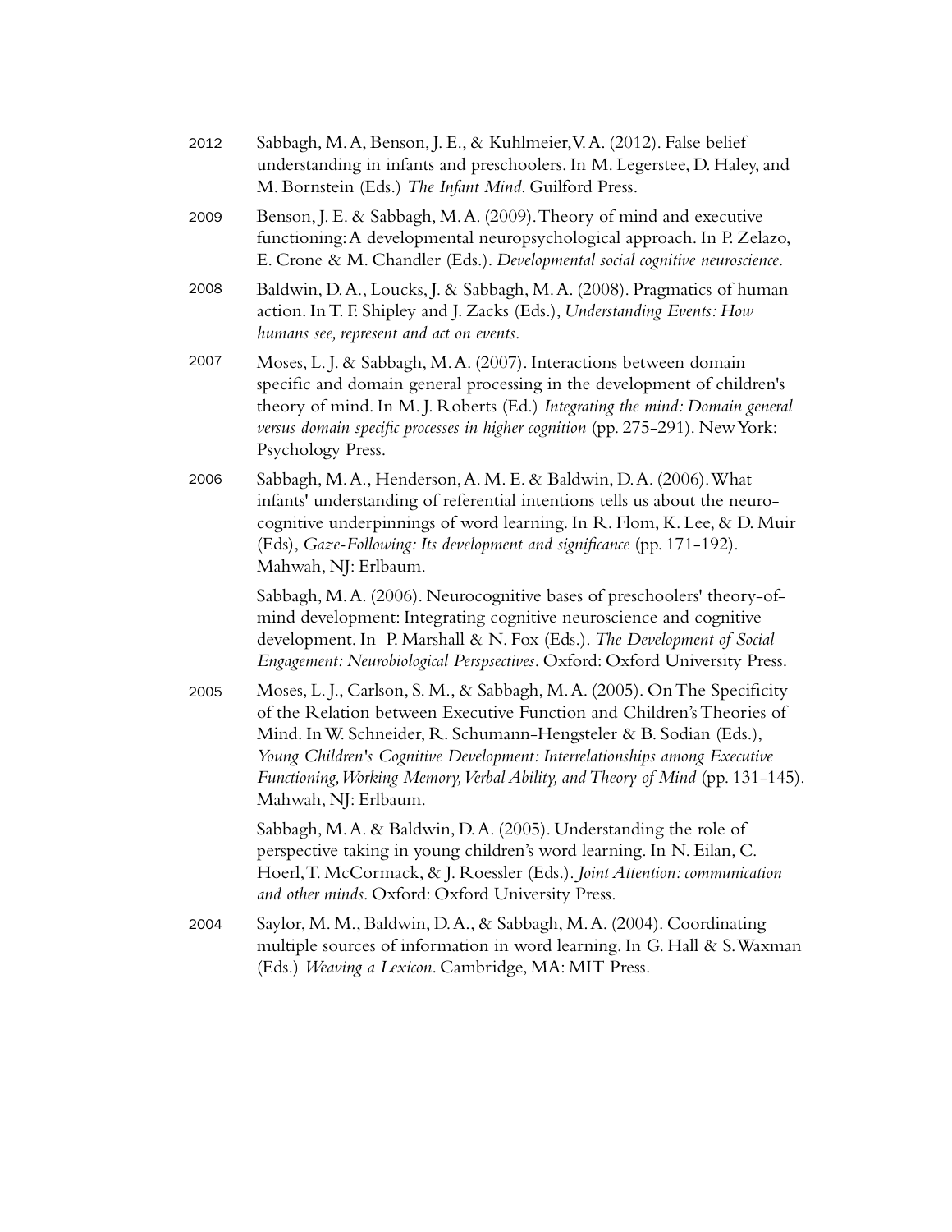2012 Sabbagh, M. A, Benson, J. E., & Kuhlmeier, V. A. (2012). False belief understanding in infants and preschoolers. In M. Legerstee, D. Haley, and M. Bornstein (Eds.) *The Infant Mind*. Guilford Press.

2009 Benson, J. E. & Sabbagh, M. A. (2009). Theory of mind and executive functioning: A developmental neuropsychological approach. In P. Zelazo, E. Crone & M. Chandler (Eds.). *Developmental social cognitive neuroscience*.

2008 Baldwin, D. A., Loucks, J. & Sabbagh, M. A. (2008). Pragmatics of human action. In T. F. Shipley and J. Zacks (Eds.), *Understanding Events: How humans see, represent and act on events*.

2007 Moses, L. J. & Sabbagh, M. A. (2007). Interactions between domain specific and domain general processing in the development of children's theory of mind. In M. J. Roberts (Ed.) *Integrating the mind: Domain general versus domain specific processes in higher cognition* (pp. 275-291). New York: Psychology Press.

2006 Sabbagh, M. A., Henderson, A. M. E. & Baldwin, D. A. (2006). What infants' understanding of referential intentions tells us about the neuro-cognitive underpinnings of word learning. In R. Flom, K. Lee, & D. Muir (Eds), *Gaze-Following: Its development and significance* (pp. 171-192). Mahwah, NJ: Erlbaum.

Sabbagh, M. A. (2006). Neurocognitive bases of preschoolers' theory-of-mind development: Integrating cognitive neuroscience and cognitive development. In P. Marshall & N. Fox (Eds.). *The Development of Social Engagement: Neurobiological Perspsectives*. Oxford: Oxford University Press.

2005 Moses, L. J., Carlson, S. M., & Sabbagh, M. A. (2005). On The Specificity of the Relation between Executive Function and Children's Theories of Mind. In W. Schneider, R. Schumann-Hengsteler & B. Sodian (Eds.), *Young Children's Cognitive Development: Interrelationships among Executive Functioning, Working Memory, Verbal Ability, and Theory of Mind* (pp. 131-145). Mahwah, NJ: Erlbaum.

Sabbagh, M. A. & Baldwin, D. A. (2005). Understanding the role of perspective taking in young children's word learning. In N. Eilan, C. Hoerl, T. McCormack, & J. Roessler (Eds.). *Joint Attention: communication and other minds*. Oxford: Oxford University Press.

2004 Saylor, M. M., Baldwin, D. A., & Sabbagh, M. A. (2004). Coordinating multiple sources of information in word learning. In G. Hall & S. Waxman (Eds.) *Weaving a Lexicon*. Cambridge, MA: MIT Press.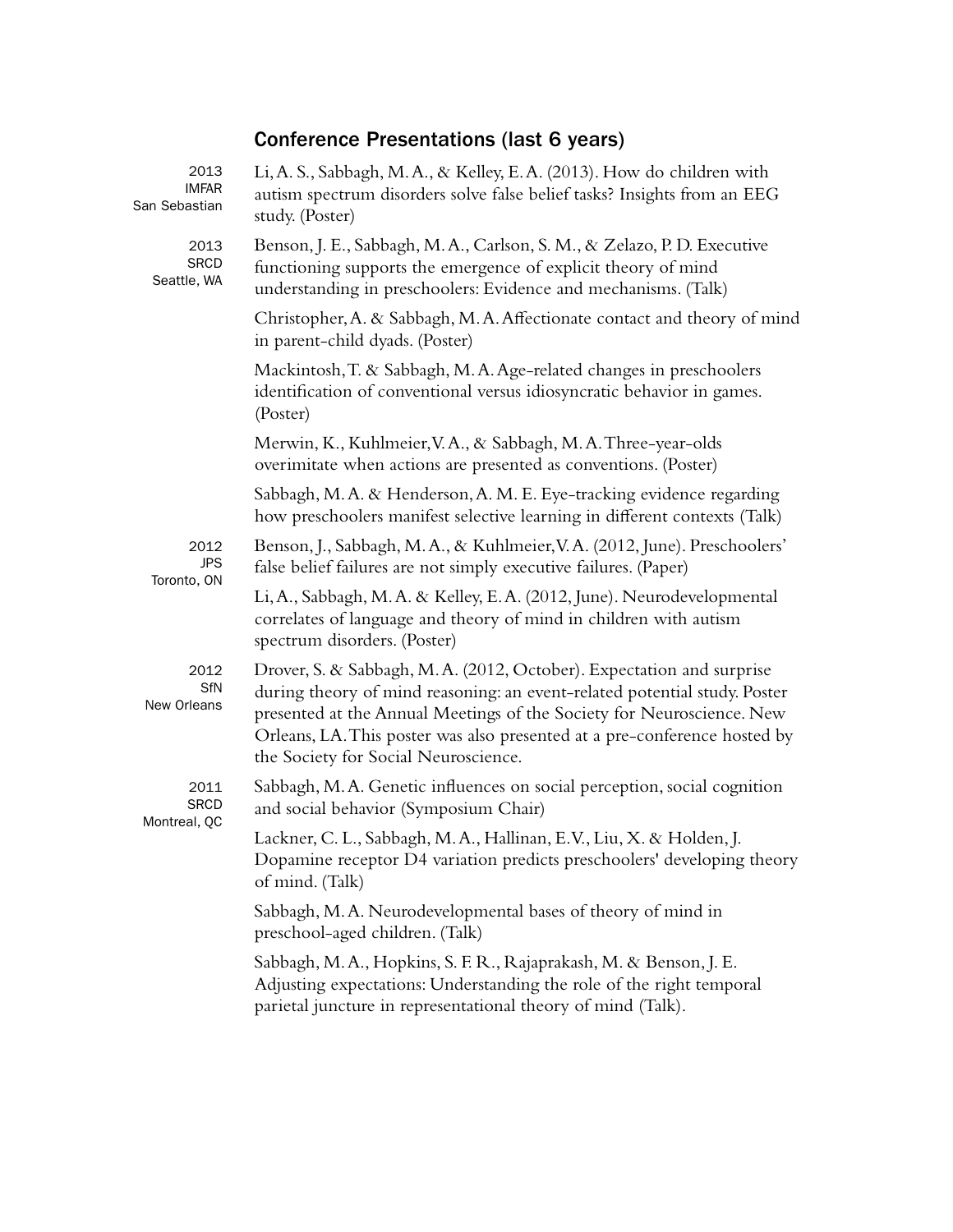## Conference Presentations (last 6 years)

**2013 IMFAR San Sebastian**

Li, A. S., Sabbagh, M. A., & Kelley, E. A. (2013). How do children with autism spectrum disorders solve false belief tasks? Insights from an EEG study. (Poster)

**2013 SRCD Seattle, WA**

Benson, J. E., Sabbagh, M. A., Carlson, S. M., & Zelazo, P. D. Executive functioning supports the emergence of explicit theory of mind understanding in preschoolers: Evidence and mechanisms. (Talk)

Christopher, A. & Sabbagh, M. A. Affectionate contact and theory of mind in parent-child dyads. (Poster)

Mackintosh, T. & Sabbagh, M. A. Age-related changes in preschoolers identification of conventional versus idiosyncratic behavior in games. (Poster)

Merwin, K., Kuhlmeier, V. A., & Sabbagh, M. A. Three-year-olds overimitate when actions are presented as conventions. (Poster)

Sabbagh, M. A. & Henderson, A. M. E. Eye-tracking evidence regarding how preschoolers manifest selective learning in different contexts (Talk)

**2012 JPS Toronto, ON**

Benson, J., Sabbagh, M. A., & Kuhlmeier, V. A. (2012, June). Preschoolers' false belief failures are not simply executive failures. (Paper)

Li, A., Sabbagh, M. A. & Kelley, E. A. (2012, June). Neurodevelopmental correlates of language and theory of mind in children with autism spectrum disorders. (Poster)

**2012 SfN New Orleans**

Drover, S. & Sabbagh, M. A. (2012, October). Expectation and surprise during theory of mind reasoning: an event-related potential study. Poster presented at the Annual Meetings of the Society for Neuroscience. New Orleans, LA. This poster was also presented at a pre-conference hosted by the Society for Social Neuroscience.

**2011 SRCD Montreal, QC**

Sabbagh, M. A. Genetic influences on social perception, social cognition and social behavior (Symposium Chair)

Lackner, C. L., Sabbagh, M. A., Hallinan, E. V., Liu, X. & Holden, J. Dopamine receptor D4 variation predicts preschoolers' developing theory of mind. (Talk)

Sabbagh, M. A. Neurodevelopmental bases of theory of mind in preschool-aged children. (Talk)

Sabbagh, M. A., Hopkins, S. F. R., Rajaprakash, M. & Benson, J. E. Adjusting expectations: Understanding the role of the right temporal parietal juncture in representational theory of mind (Talk).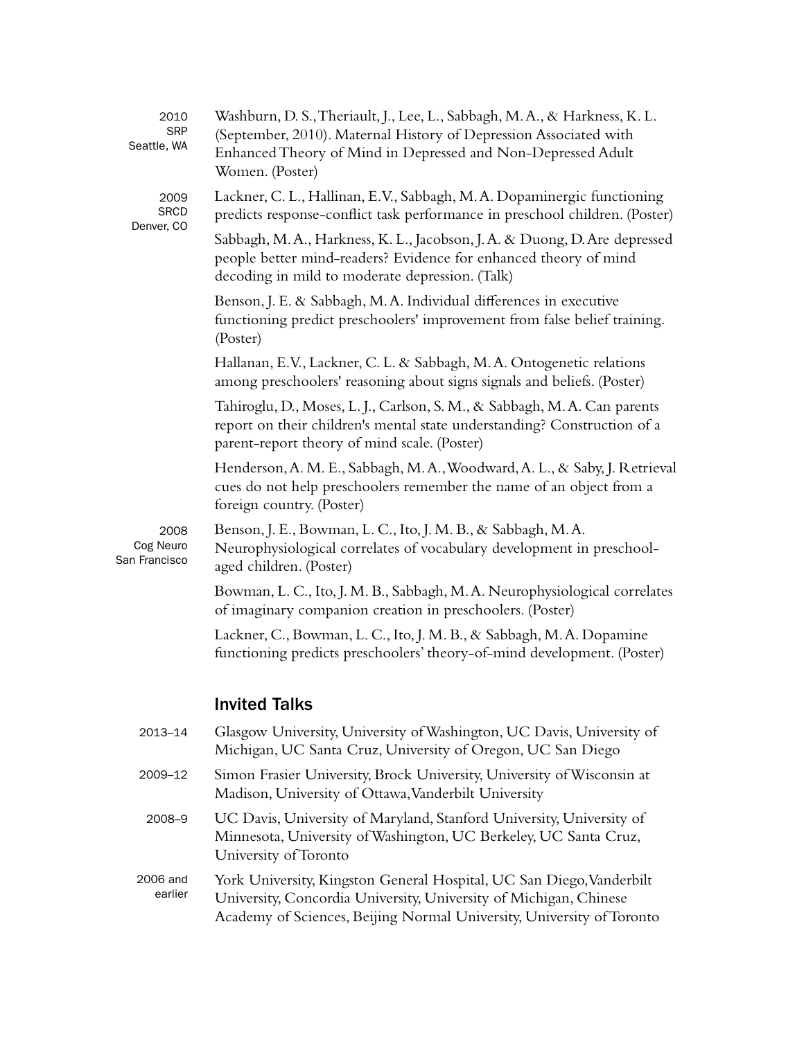2010
SRP
Seattle, WA

Washburn, D. S., Theriault, J., Lee, L., Sabbagh, M. A., & Harkness, K. L. (September, 2010). Maternal History of Depression Associated with Enhanced Theory of Mind in Depressed and Non-Depressed Adult Women. (Poster)

2009
SRCD
Denver, CO

Lackner, C. L., Hallinan, E.V., Sabbagh, M. A. Dopaminergic functioning predicts response-conflict task performance in preschool children. (Poster)

Sabbagh, M. A., Harkness, K. L., Jacobson, J. A. & Duong, D. Are depressed people better mind-readers? Evidence for enhanced theory of mind decoding in mild to moderate depression. (Talk)

Benson, J. E. & Sabbagh, M. A. Individual differences in executive functioning predict preschoolers' improvement from false belief training. (Poster)

Hallanan, E.V., Lackner, C. L. & Sabbagh, M. A. Ontogenetic relations among preschoolers' reasoning about signs signals and beliefs. (Poster)

Tahiroglu, D., Moses, L. J., Carlson, S. M., & Sabbagh, M. A. Can parents report on their children's mental state understanding? Construction of a parent-report theory of mind scale. (Poster)

Henderson, A. M. E., Sabbagh, M. A., Woodward, A. L., & Saby, J. Retrieval cues do not help preschoolers remember the name of an object from a foreign country. (Poster)

2008
Cog Neuro
San Francisco

Benson, J. E., Bowman, L. C., Ito, J. M. B., & Sabbagh, M. A. Neurophysiological correlates of vocabulary development in preschool-aged children. (Poster)

Bowman, L. C., Ito, J. M. B., Sabbagh, M. A. Neurophysiological correlates of imaginary companion creation in preschoolers. (Poster)

Lackner, C., Bowman, L. C., Ito, J. M. B., & Sabbagh, M. A. Dopamine functioning predicts preschoolers' theory-of-mind development. (Poster)

## Invited Talks

2013–14 — Glasgow University, University of Washington, UC Davis, University of Michigan, UC Santa Cruz, University of Oregon, UC San Diego

2009–12 — Simon Frasier University, Brock University, University of Wisconsin at Madison, University of Ottawa, Vanderbilt University

2008–9 — UC Davis, University of Maryland, Stanford University, University of Minnesota, University of Washington, UC Berkeley, UC Santa Cruz, University of Toronto

2006 and earlier — York University, Kingston General Hospital, UC San Diego, Vanderbilt University, Concordia University, University of Michigan, Chinese Academy of Sciences, Beijing Normal University, University of Toronto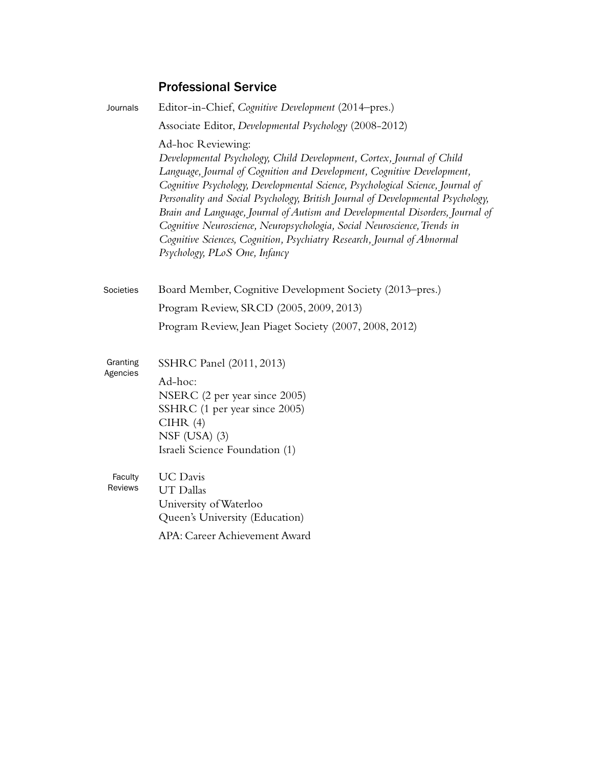## Professional Service

**Journals**

Editor-in-Chief, *Cognitive Development* (2014–pres.)

Associate Editor, *Developmental Psychology* (2008-2012)

Ad-hoc Reviewing:
*Developmental Psychology, Child Development, Cortex, Journal of Child Language, Journal of Cognition and Development, Cognitive Development, Cognitive Psychology, Developmental Science, Psychological Science, Journal of Personality and Social Psychology, British Journal of Developmental Psychology, Brain and Language, Journal of Autism and Developmental Disorders, Journal of Cognitive Neuroscience, Neuropsychologia, Social Neuroscience, Trends in Cognitive Sciences, Cognition, Psychiatry Research, Journal of Abnormal Psychology, PLoS One, Infancy*

**Societies**

Board Member, Cognitive Development Society (2013–pres.)

Program Review, SRCD (2005, 2009, 2013)

Program Review, Jean Piaget Society (2007, 2008, 2012)

**Granting Agencies**

SSHRC Panel (2011, 2013)

Ad-hoc:
NSERC (2 per year since 2005)
SSHRC (1 per year since 2005)
CIHR (4)
NSF (USA) (3)
Israeli Science Foundation (1)

**Faculty Reviews**

UC Davis
UT Dallas
University of Waterloo
Queen's University (Education)

APA: Career Achievement Award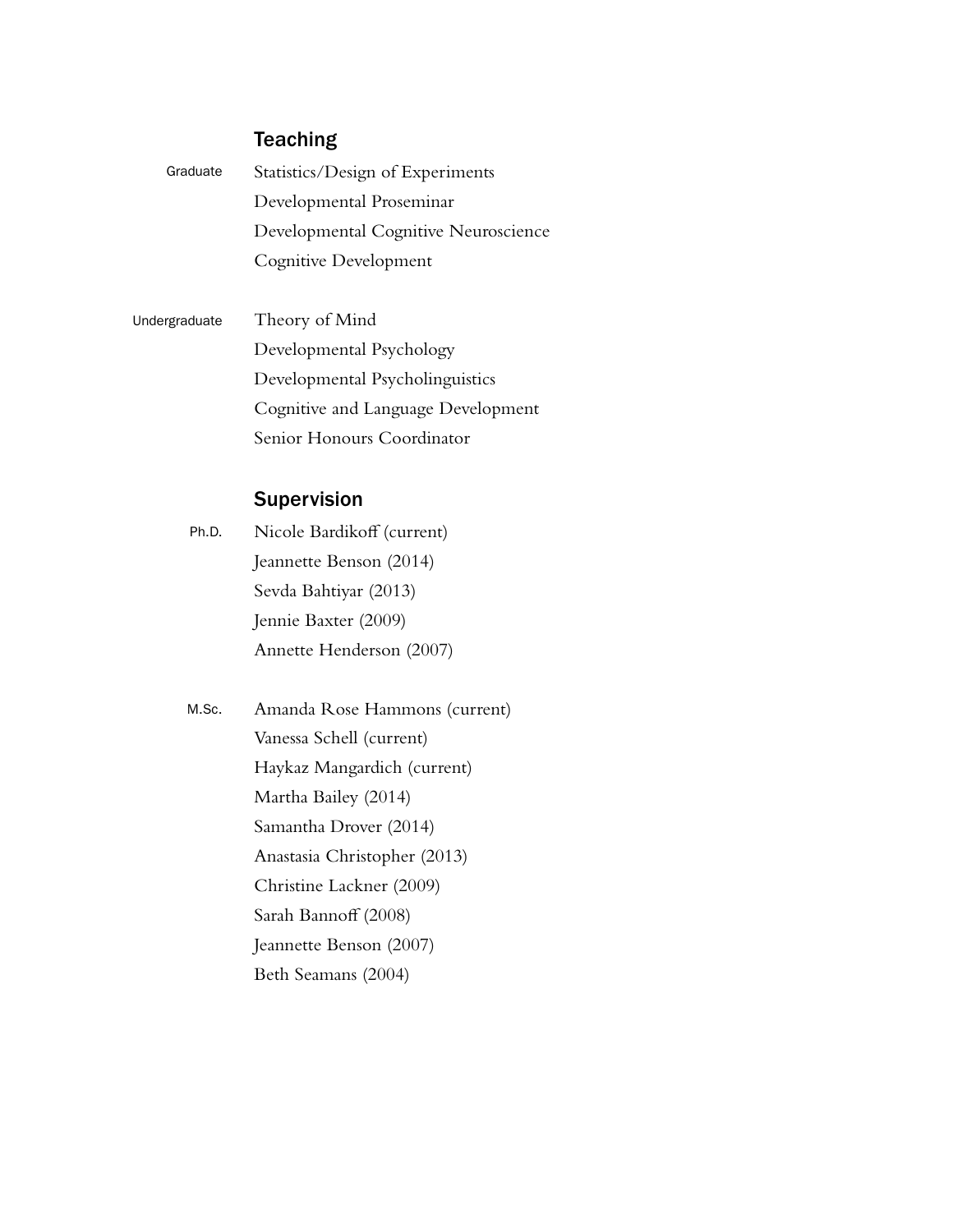## Teaching

**Graduate**

Statistics/Design of Experiments
Developmental Proseminar
Developmental Cognitive Neuroscience
Cognitive Development

**Undergraduate**

Theory of Mind
Developmental Psychology
Developmental Psycholinguistics
Cognitive and Language Development
Senior Honours Coordinator

## Supervision

**Ph.D.**

Nicole Bardikoff (current)
Jeannette Benson (2014)
Sevda Bahtiyar (2013)
Jennie Baxter (2009)
Annette Henderson (2007)

**M.Sc.**

Amanda Rose Hammons (current)
Vanessa Schell (current)
Haykaz Mangardich (current)
Martha Bailey (2014)
Samantha Drover (2014)
Anastasia Christopher (2013)
Christine Lackner (2009)
Sarah Bannoff (2008)
Jeannette Benson (2007)
Beth Seamans (2004)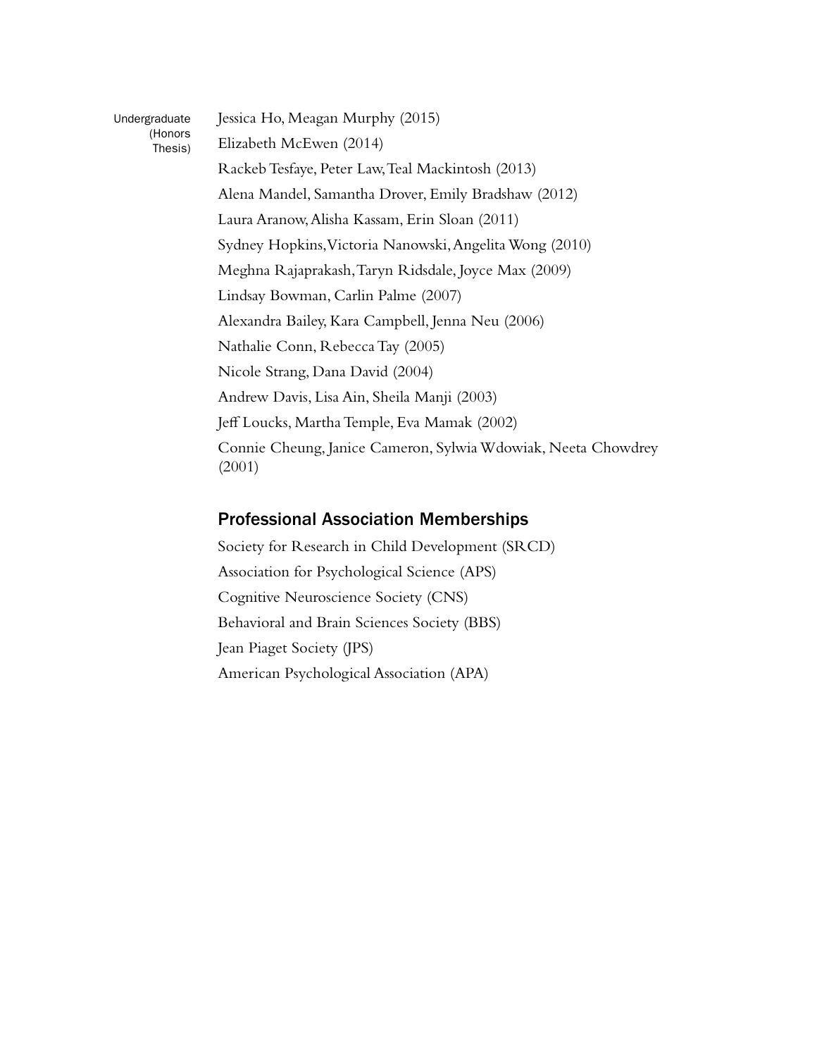Undergraduate (Honors Thesis)

Jessica Ho, Meagan Murphy (2015)

Elizabeth McEwen (2014)

Rackeb Tesfaye, Peter Law, Teal Mackintosh (2013)

Alena Mandel, Samantha Drover, Emily Bradshaw (2012)

Laura Aranow, Alisha Kassam, Erin Sloan (2011)

Sydney Hopkins, Victoria Nanowski, Angelita Wong (2010)

Meghna Rajaprakash, Taryn Ridsdale, Joyce Max (2009)

Lindsay Bowman, Carlin Palme (2007)

Alexandra Bailey, Kara Campbell, Jenna Neu (2006)

Nathalie Conn, Rebecca Tay (2005)

Nicole Strang, Dana David (2004)

Andrew Davis, Lisa Ain, Sheila Manji (2003)

Jeff Loucks, Martha Temple, Eva Mamak (2002)

Connie Cheung, Janice Cameron, Sylwia Wdowiak, Neeta Chowdrey (2001)

## Professional Association Memberships

Society for Research in Child Development (SRCD)

Association for Psychological Science (APS)

Cognitive Neuroscience Society (CNS)

Behavioral and Brain Sciences Society (BBS)

Jean Piaget Society (JPS)

American Psychological Association (APA)